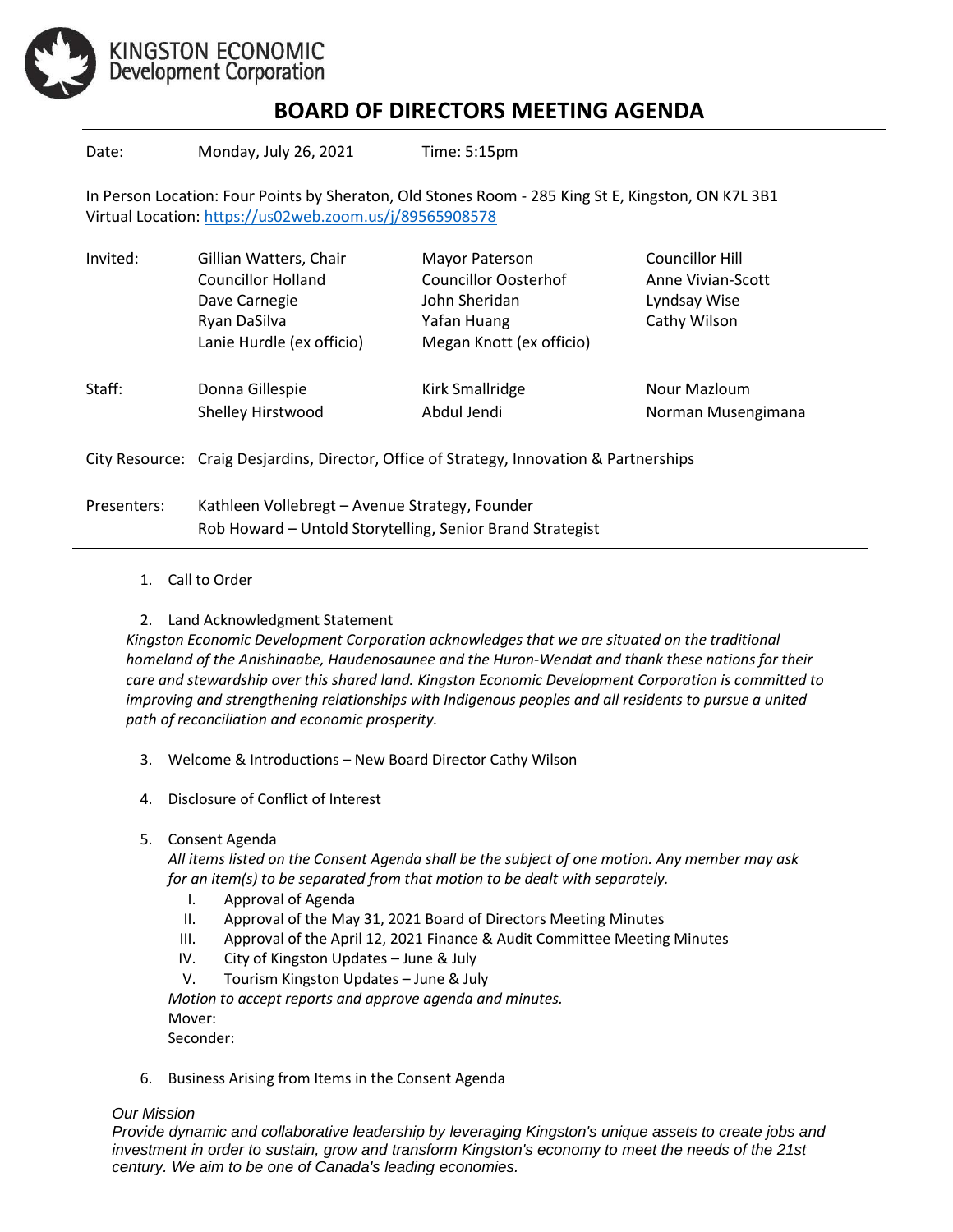KINGSTON ECONOMIC Development Corporation

# BOARD OF DIRECTORS MEETING AGENDA

Date: Monday, July 26, 2021 Time: 5:15pm

In Person Location: Four Points by Sheraton, Old Stones Room - 285 King St E, Kingston, ON K7L 3B1
Virtual Location: https://us02web.zoom.us/j/89565908578

| | | | |
|---|---|---|---|
| Invited: | Gillian Watters, Chair | Mayor Paterson | Councillor Hill |
| | Councillor Holland | Councillor Oosterhof | Anne Vivian-Scott |
| | Dave Carnegie | John Sheridan | Lyndsay Wise |
| | Ryan DaSilva | Yafan Huang | Cathy Wilson |
| | Lanie Hurdle (ex officio) | Megan Knott (ex officio) | |
| Staff: | Donna Gillespie | Kirk Smallridge | Nour Mazloum |
| | Shelley Hirstwood | Abdul Jendi | Norman Musengimana |

City Resource: Craig Desjardins, Director, Office of Strategy, Innovation & Partnerships

Presenters: Kathleen Vollebregt – Avenue Strategy, Founder
Rob Howard – Untold Storytelling, Senior Brand Strategist

1. Call to Order
2. Land Acknowledgment Statement
   *Kingston Economic Development Corporation acknowledges that we are situated on the traditional homeland of the Anishinaabe, Haudenosaunee and the Huron-Wendat and thank these nations for their care and stewardship over this shared land. Kingston Economic Development Corporation is committed to improving and strengthening relationships with Indigenous peoples and all residents to pursue a united path of reconciliation and economic prosperity.*
3. Welcome & Introductions – New Board Director Cathy Wilson
4. Disclosure of Conflict of Interest
5. Consent Agenda
   *All items listed on the Consent Agenda shall be the subject of one motion. Any member may ask for an item(s) to be separated from that motion to be dealt with separately.*
   I. Approval of Agenda
   II. Approval of the May 31, 2021 Board of Directors Meeting Minutes
   III. Approval of the April 12, 2021 Finance & Audit Committee Meeting Minutes
   IV. City of Kingston Updates – June & July
   V. Tourism Kingston Updates – June & July

   *Motion to accept reports and approve agenda and minutes.*
   Mover:
   Seconder:
6. Business Arising from Items in the Consent Agenda

*Our Mission*
*Provide dynamic and collaborative leadership by leveraging Kingston's unique assets to create jobs and investment in order to sustain, grow and transform Kingston's economy to meet the needs of the 21st century. We aim to be one of Canada's leading economies.*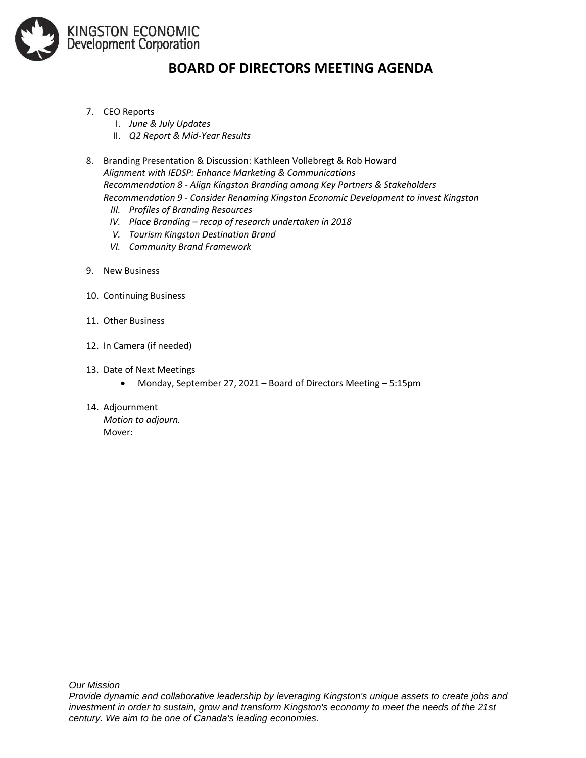# BOARD OF DIRECTORS MEETING AGENDA

7. CEO Reports
   I. *June & July Updates*
   II. *Q2 Report & Mid-Year Results*

8. Branding Presentation & Discussion: Kathleen Vollebregt & Rob Howard
   *Alignment with IEDSP: Enhance Marketing & Communications*
   *Recommendation 8 - Align Kingston Branding among Key Partners & Stakeholders*
   *Recommendation 9 - Consider Renaming Kingston Economic Development to invest Kingston*
   III. *Profiles of Branding Resources*
   IV. *Place Branding – recap of research undertaken in 2018*
   V. *Tourism Kingston Destination Brand*
   VI. *Community Brand Framework*

9. New Business

10. Continuing Business

11. Other Business

12. In Camera (if needed)

13. Date of Next Meetings
    - Monday, September 27, 2021 – Board of Directors Meeting – 5:15pm

14. Adjournment
    *Motion to adjourn.*
    Mover:

*Our Mission*
*Provide dynamic and collaborative leadership by leveraging Kingston's unique assets to create jobs and investment in order to sustain, grow and transform Kingston's economy to meet the needs of the 21st century. We aim to be one of Canada's leading economies.*